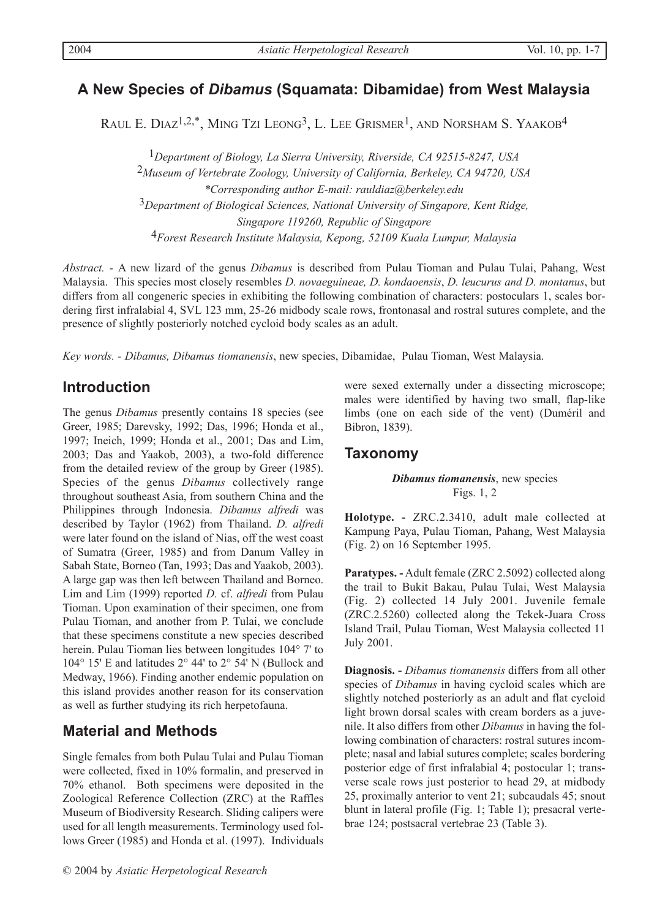# A New Species of *Dibamus* (Squamata: Dibamidae) from West Malaysia

Raul E. Diaz[1,2,*], Ming Tzi Leong[3], L. Lee Grismer[1], and Norsham S. Yaakob[4]

[1]*Department of Biology, La Sierra University, Riverside, CA 92515-8247, USA*

[2]*Museum of Vertebrate Zoology, University of California, Berkeley, CA 94720, USA*

*\*Corresponding author E-mail: rauldiaz@berkeley.edu*

[3]*Department of Biological Sciences, National University of Singapore, Kent Ridge, Singapore 119260, Republic of Singapore*

[4]*Forest Research Institute Malaysia, Kepong, 52109 Kuala Lumpur, Malaysia*

*Abstract.* - A new lizard of the genus *Dibamus* is described from Pulau Tioman and Pulau Tulai, Pahang, West Malaysia. This species most closely resembles *D. novaeguineae, D. kondaoensis*, *D. leucurus and D. montanus*, but differs from all congeneric species in exhibiting the following combination of characters: postoculars 1, scales bordering first infralabial 4, SVL 123 mm, 25-26 midbody scale rows, frontonasal and rostral sutures complete, and the presence of slightly posteriorly notched cycloid body scales as an adult.

*Key words. - Dibamus, Dibamus tiomanensis*, new species, Dibamidae, Pulau Tioman, West Malaysia.

## Introduction

The genus *Dibamus* presently contains 18 species (see Greer, 1985; Darevsky, 1992; Das, 1996; Honda et al., 1997; Ineich, 1999; Honda et al., 2001; Das and Lim, 2003; Das and Yaakob, 2003), a two-fold difference from the detailed review of the group by Greer (1985). Species of the genus *Dibamus* collectively range throughout southeast Asia, from southern China and the Philippines through Indonesia. *Dibamus alfredi* was described by Taylor (1962) from Thailand. *D. alfredi* were later found on the island of Nias, off the west coast of Sumatra (Greer, 1985) and from Danum Valley in Sabah State, Borneo (Tan, 1993; Das and Yaakob, 2003). A large gap was then left between Thailand and Borneo. Lim and Lim (1999) reported *D.* cf. *alfredi* from Pulau Tioman. Upon examination of their specimen, one from Pulau Tioman, and another from P. Tulai, we conclude that these specimens constitute a new species described herein. Pulau Tioman lies between longitudes 104° 7' to 104° 15' E and latitudes 2° 44' to 2° 54' N (Bullock and Medway, 1966). Finding another endemic population on this island provides another reason for its conservation as well as further studying its rich herpetofauna.

## Material and Methods

Single females from both Pulau Tulai and Pulau Tioman were collected, fixed in 10% formalin, and preserved in 70% ethanol. Both specimens were deposited in the Zoological Reference Collection (ZRC) at the Raffles Museum of Biodiversity Research. Sliding calipers were used for all length measurements. Terminology used follows Greer (1985) and Honda et al. (1997). Individuals were sexed externally under a dissecting microscope; males were identified by having two small, flap-like limbs (one on each side of the vent) (Duméril and Bibron, 1839).

## Taxonomy

***Dibamus tiomanensis***, new species
Figs. 1, 2

**Holotype. -** ZRC.2.3410, adult male collected at Kampung Paya, Pulau Tioman, Pahang, West Malaysia (Fig. 2) on 16 September 1995.

**Paratypes. -** Adult female (ZRC 2.5092) collected along the trail to Bukit Bakau, Pulau Tulai, West Malaysia (Fig. 2) collected 14 July 2001. Juvenile female (ZRC.2.5260) collected along the Tekek-Juara Cross Island Trail, Pulau Tioman, West Malaysia collected 11 July 2001.

**Diagnosis. -** *Dibamus tiomanensis* differs from all other species of *Dibamus* in having cycloid scales which are slightly notched posteriorly as an adult and flat cycloid light brown dorsal scales with cream borders as a juvenile. It also differs from other *Dibamus* in having the following combination of characters: rostral sutures incomplete; nasal and labial sutures complete; scales bordering posterior edge of first infralabial 4; postocular 1; transverse scale rows just posterior to head 29, at midbody 25, proximally anterior to vent 21; subcaudals 45; snout blunt in lateral profile (Fig. 1; Table 1); presacral vertebrae 124; postsacral vertebrae 23 (Table 3).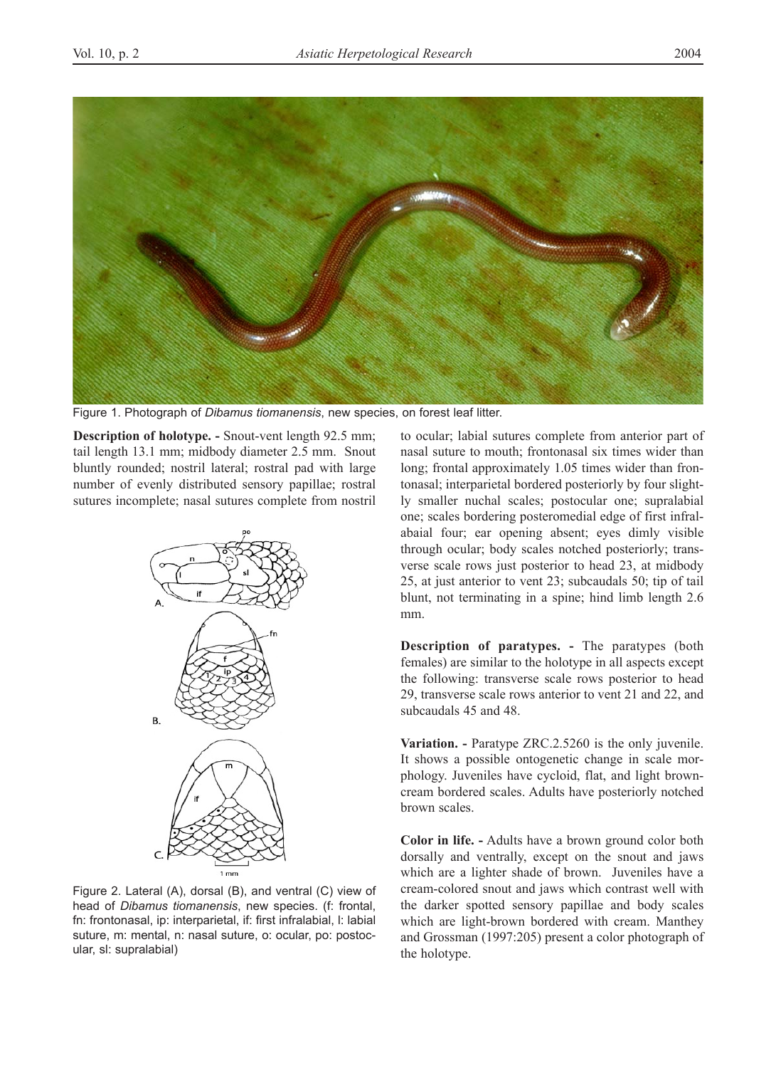Figure 1. Photograph of *Dibamus tiomanensis*, new species, on forest leaf litter.

**Description of holotype. -** Snout-vent length 92.5 mm; tail length 13.1 mm; midbody diameter 2.5 mm. Snout bluntly rounded; nostril lateral; rostral pad with large number of evenly distributed sensory papillae; rostral sutures incomplete; nasal sutures complete from nostril to ocular; labial sutures complete from anterior part of nasal suture to mouth; frontonasal six times wider than long; frontal approximately 1.05 times wider than frontonasal; interparietal bordered posteriorly by four slightly smaller nuchal scales; postocular one; supralabial one; scales bordering posteromedial edge of first infralabaial four; ear opening absent; eyes dimly visible through ocular; body scales notched posteriorly; transverse scale rows just posterior to head 23, at midbody 25, at just anterior to vent 23; subcaudals 50; tip of tail blunt, not terminating in a spine; hind limb length 2.6 mm.

Figure 2. Lateral (A), dorsal (B), and ventral (C) view of head of *Dibamus tiomanensis*, new species. (f: frontal, fn: frontonasal, ip: interparietal, if: first infralabial, l: labial suture, m: mental, n: nasal suture, o: ocular, po: postocular, sl: supralabial)

**Description of paratypes. -** The paratypes (both females) are similar to the holotype in all aspects except the following: transverse scale rows posterior to head 29, transverse scale rows anterior to vent 21 and 22, and subcaudals 45 and 48.

**Variation. -** Paratype ZRC.2.5260 is the only juvenile. It shows a possible ontogenetic change in scale morphology. Juveniles have cycloid, flat, and light brown-cream bordered scales. Adults have posteriorly notched brown scales.

**Color in life. -** Adults have a brown ground color both dorsally and ventrally, except on the snout and jaws which are a lighter shade of brown. Juveniles have a cream-colored snout and jaws which contrast well with the darker spotted sensory papillae and body scales which are light-brown bordered with cream. Manthey and Grossman (1997:205) present a color photograph of the holotype.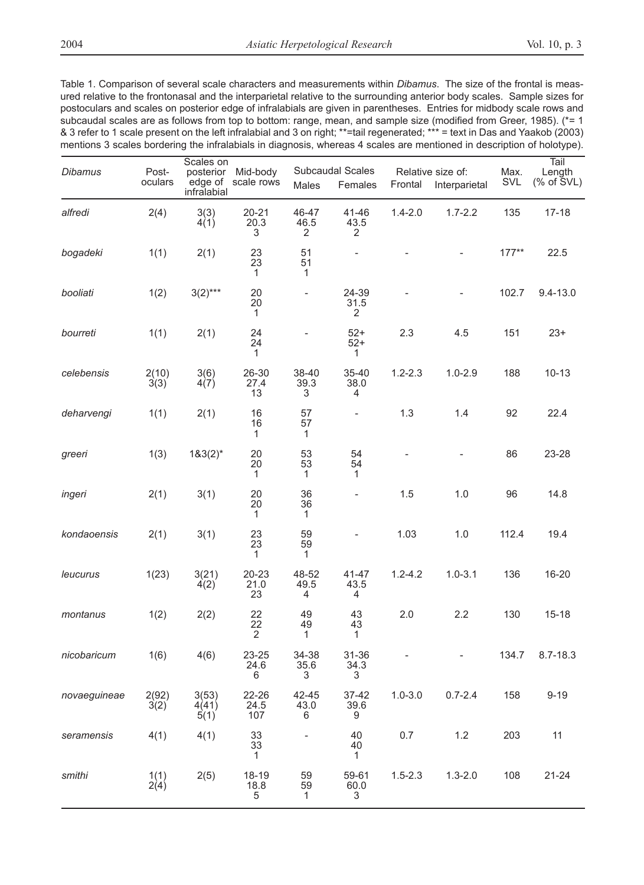Table 1. Comparison of several scale characters and measurements within *Dibamus*. The size of the frontal is measured relative to the frontonasal and the interparietal relative to the surrounding anterior body scales. Sample sizes for postoculars and scales on posterior edge of infralabials are given in parentheses. Entries for midbody scale rows and subcaudal scales are as follows from top to bottom: range, mean, and sample size (modified from Greer, 1985). (*= 1 & 3 refer to 1 scale present on the left infralabial and 3 on right; **=tail regenerated; *** = text in Das and Yaakob (2003) mentions 3 scales bordering the infralabials in diagnosis, whereas 4 scales are mentioned in description of holotype).

| *Dibamus* | Post-oculars | Scales on posterior edge of infralabial | Mid-body scale rows | Subcaudal Scales | | Relative size of: | | Max. SVL | Tail Length (% of SVL) |
|---|---|---|---|---|---|---|---|---|---|
| | | | | Males | Females | Frontal | Interparietal | | |
| *alfredi* | 2(4) | 3(3) 4(1) | 20-21 20.3 3 | 46-47 46.5 2 | 41-46 43.5 2 | 1.4-2.0 | 1.7-2.2 | 135 | 17-18 |
| *bogadeki* | 1(1) | 2(1) | 23 23 1 | 51 51 1 | - | - | - | 177** | 22.5 |
| *booliati* | 1(2) | 3(2)*** | 20 20 1 | - | 24-39 31.5 2 | - | - | 102.7 | 9.4-13.0 |
| *bourreti* | 1(1) | 2(1) | 24 24 1 | - | 52+ 52+ 1 | 2.3 | 4.5 | 151 | 23+ |
| *celebensis* | 2(10) 3(3) | 3(6) 4(7) | 26-30 27.4 13 | 38-40 39.3 3 | 35-40 38.0 4 | 1.2-2.3 | 1.0-2.9 | 188 | 10-13 |
| *deharvengi* | 1(1) | 2(1) | 16 16 1 | 57 57 1 | - | 1.3 | 1.4 | 92 | 22.4 |
| *greeri* | 1(3) | 1&3(2)* | 20 20 1 | 53 53 1 | 54 54 1 | - | - | 86 | 23-28 |
| *ingeri* | 2(1) | 3(1) | 20 20 1 | 36 36 1 | - | 1.5 | 1.0 | 96 | 14.8 |
| *kondaoensis* | 2(1) | 3(1) | 23 23 1 | 59 59 1 | - | 1.03 | 1.0 | 112.4 | 19.4 |
| *leucurus* | 1(23) | 3(21) 4(2) | 20-23 21.0 23 | 48-52 49.5 4 | 41-47 43.5 4 | 1.2-4.2 | 1.0-3.1 | 136 | 16-20 |
| *montanus* | 1(2) | 2(2) | 22 22 2 | 49 49 1 | 43 43 1 | 2.0 | 2.2 | 130 | 15-18 |
| *nicobaricum* | 1(6) | 4(6) | 23-25 24.6 6 | 34-38 35.6 3 | 31-36 34.3 3 | - | - | 134.7 | 8.7-18.3 |
| *novaeguineae* | 2(92) 3(2) | 3(53) 4(41) 5(1) | 22-26 24.5 107 | 42-45 43.0 6 | 37-42 39.6 9 | 1.0-3.0 | 0.7-2.4 | 158 | 9-19 |
| *seramensis* | 4(1) | 4(1) | 33 33 1 | - | 40 40 1 | 0.7 | 1.2 | 203 | 11 |
| *smithi* | 1(1) 2(4) | 2(5) | 18-19 18.8 5 | 59 59 1 | 59-61 60.0 3 | 1.5-2.3 | 1.3-2.0 | 108 | 21-24 |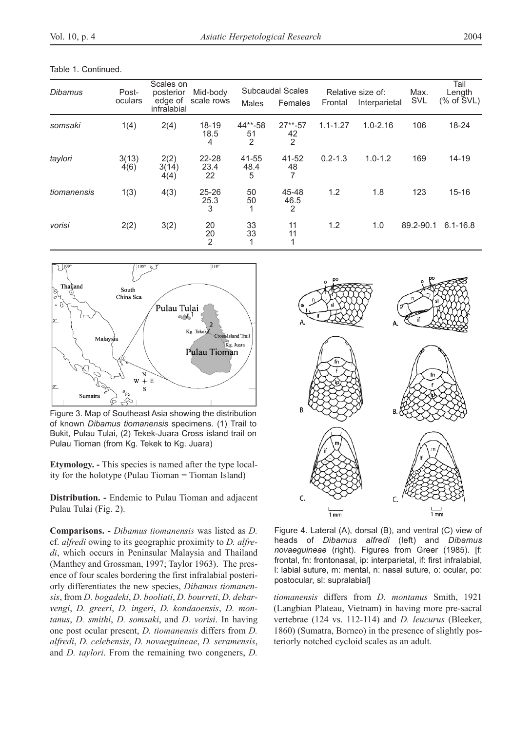Table 1. Continued.

| *Dibamus* | Post-oculars | Scales on posterior edge of infralabial | Mid-body scale rows | Subcaudal Scales | | Relative size of: | | Max. SVL | Tail Length (% of SVL) |
|---|---|---|---|---|---|---|---|---|---|
| | | | | Males | Females | Frontal | Interparietal | | |
| *somsaki* | 1(4) | 2(4) | 18-19<br>18.5<br>4 | 44**-58<br>51<br>2 | 27**-57<br>42<br>2 | 1.1-1.27 | 1.0-2.16 | 106 | 18-24 |
| *taylori* | 3(13)<br>4(6) | 2(2)<br>3(14)<br>4(4) | 22-28<br>23.4<br>22 | 41-55<br>48.4<br>5 | 41-52<br>48<br>7 | 0.2-1.3 | 1.0-1.2 | 169 | 14-19 |
| *tiomanensis* | 1(3) | 4(3) | 25-26<br>25.3<br>3 | 50<br>50<br>1 | 45-48<br>46.5<br>2 | 1.2 | 1.8 | 123 | 15-16 |
| *vorisi* | 2(2) | 3(2) | 20<br>20<br>2 | 33<br>33<br>1 | 11<br>11<br>1 | 1.2 | 1.0 | 89.2-90.1 | 6.1-16.8 |

Figure 3. Map of Southeast Asia showing the distribution of known *Dibamus tiomanensis* specimens. (1) Trail to Bukit, Pulau Tulai, (2) Tekek-Juara Cross island trail on Pulau Tioman (from Kg. Tekek to Kg. Juara)

**Etymology. -** This species is named after the type locality for the holotype (Pulau Tioman = Tioman Island)

**Distribution. -** Endemic to Pulau Tioman and adjacent Pulau Tulai (Fig. 2).

**Comparisons. -** *Dibamus tiomanensis* was listed as *D.* cf. *alfredi* owing to its geographic proximity to *D. alfredi*, which occurs in Peninsular Malaysia and Thailand (Manthey and Grossman, 1997; Taylor 1963). The presence of four scales bordering the first infralabial posteriorly differentiates the new species, *Dibamus tiomanensis*, from *D. bogadeki*, *D. booliati*, *D. bourreti*, *D. deharvengi*, *D. greeri*, *D. ingeri*, *D. kondaoensis*, *D. montanus*, *D. smithi*, *D. somsaki*, and *D. vorisi*. In having one post ocular present, *D. tiomanensis* differs from *D. alfredi*, *D. celebensis*, *D. novaeguineae*, *D. seramensis*, and *D. taylori*. From the remaining two congeners, *D. tiomanensis* differs from *D. montanus* Smith, 1921 (Langbian Plateau, Vietnam) in having more pre-sacral vertebrae (124 vs. 112-114) and *D. leucurus* (Bleeker, 1860) (Sumatra, Borneo) in the presence of slightly posteriorly notched cycloid scales as an adult.

Figure 4. Lateral (A), dorsal (B), and ventral (C) view of heads of *Dibamus alfredi* (left) and *Dibamus novaeguineae* (right). Figures from Greer (1985). [f: frontal, fn: frontonasal, ip: interparietal, if: first infralabial, l: labial suture, m: mental, n: nasal suture, o: ocular, po: postocular, sl: supralabial]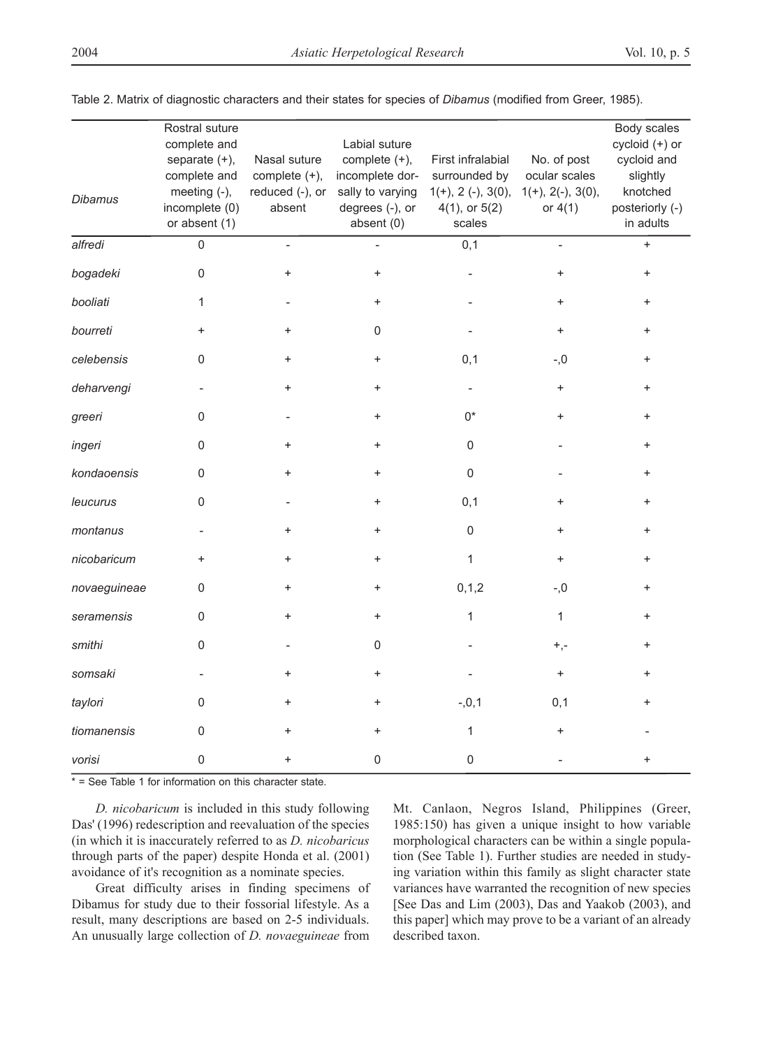Table 2. Matrix of diagnostic characters and their states for species of *Dibamus* (modified from Greer, 1985).

| *Dibamus* | Rostral suture complete and separate (+), complete and meeting (-), incomplete (0) or absent (1) | Nasal suture complete (+), reduced (-), or absent | Labial suture complete (+), incomplete dorsally to varying degrees (-), or absent (0) | First infralabial surrounded by 1(+), 2 (-), 3(0), 4(1), or 5(2) scales | No. of post ocular scales 1(+), 2(-), 3(0), or 4(1) | Body scales cycloid (+) or cycloid and slightly knotched posteriorly (-) in adults |
|---|---|---|---|---|---|---|
| *alfredi* | 0 | - | - | 0,1 | - | + |
| *bogadeki* | 0 | + | + | - | + | + |
| *booliati* | 1 | - | + | - | + | + |
| *bourreti* | + | + | 0 | - | + | + |
| *celebensis* | 0 | + | + | 0,1 | -,0 | + |
| *deharvengi* | - | + | + | - | + | + |
| *greeri* | 0 | - | + | 0* | + | + |
| *ingeri* | 0 | + | + | 0 | - | + |
| *kondaoensis* | 0 | + | + | 0 | - | + |
| *leucurus* | 0 | - | + | 0,1 | + | + |
| *montanus* | - | + | + | 0 | + | + |
| *nicobaricum* | + | + | + | 1 | + | + |
| *novaeguineae* | 0 | + | + | 0,1,2 | -,0 | + |
| *seramensis* | 0 | + | + | 1 | 1 | + |
| *smithi* | 0 | - | 0 | - | +,- | + |
| *somsaki* | - | + | + | - | + | + |
| *taylori* | 0 | + | + | -,0,1 | 0,1 | + |
| *tiomanensis* | 0 | + | + | 1 | + | - |
| *vorisi* | 0 | + | 0 | 0 | - | + |

* = See Table 1 for information on this character state.

*D. nicobaricum* is included in this study following Das' (1996) redescription and reevaluation of the species (in which it is inaccurately referred to as *D. nicobaricus* through parts of the paper) despite Honda et al. (2001) avoidance of it's recognition as a nominate species.

Great difficulty arises in finding specimens of Dibamus for study due to their fossorial lifestyle. As a result, many descriptions are based on 2-5 individuals. An unusually large collection of *D. novaeguineae* from Mt. Canlaon, Negros Island, Philippines (Greer, 1985:150) has given a unique insight to how variable morphological characters can be within a single population (See Table 1). Further studies are needed in studying variation within this family as slight character state variances have warranted the recognition of new species [See Das and Lim (2003), Das and Yaakob (2003), and this paper] which may prove to be a variant of an already described taxon.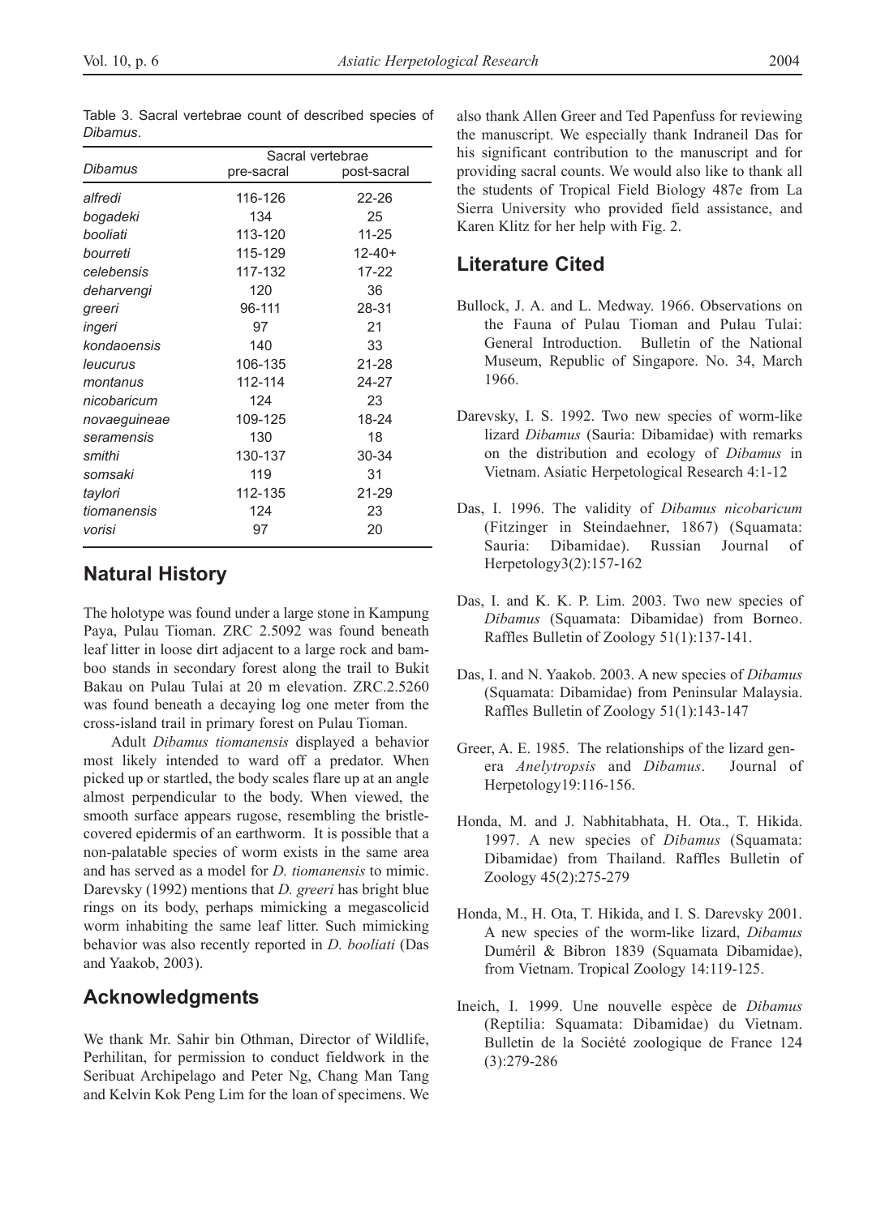Table 3. Sacral vertebrae count of described species of *Dibamus*.

| *Dibamus* | Sacral vertebrae | |
|---|---|---|
| | pre-sacral | post-sacral |
| *alfredi* | 116-126 | 22-26 |
| *bogadeki* | 134 | 25 |
| *booliati* | 113-120 | 11-25 |
| *bourreti* | 115-129 | 12-40+ |
| *celebensis* | 117-132 | 17-22 |
| *deharvengi* | 120 | 36 |
| *greeri* | 96-111 | 28-31 |
| *ingeri* | 97 | 21 |
| *kondaoensis* | 140 | 33 |
| *leucurus* | 106-135 | 21-28 |
| *montanus* | 112-114 | 24-27 |
| *nicobaricum* | 124 | 23 |
| *novaeguineae* | 109-125 | 18-24 |
| *seramensis* | 130 | 18 |
| *smithi* | 130-137 | 30-34 |
| *somsaki* | 119 | 31 |
| *taylori* | 112-135 | 21-29 |
| *tiomanensis* | 124 | 23 |
| *vorisi* | 97 | 20 |

## Natural History

The holotype was found under a large stone in Kampung Paya, Pulau Tioman. ZRC 2.5092 was found beneath leaf litter in loose dirt adjacent to a large rock and bamboo stands in secondary forest along the trail to Bukit Bakau on Pulau Tulai at 20 m elevation. ZRC.2.5260 was found beneath a decaying log one meter from the cross-island trail in primary forest on Pulau Tioman.

Adult *Dibamus tiomanensis* displayed a behavior most likely intended to ward off a predator. When picked up or startled, the body scales flare up at an angle almost perpendicular to the body. When viewed, the smooth surface appears rugose, resembling the bristle-covered epidermis of an earthworm. It is possible that a non-palatable species of worm exists in the same area and has served as a model for *D. tiomanensis* to mimic. Darevsky (1992) mentions that *D. greeri* has bright blue rings on its body, perhaps mimicking a megascolicid worm inhabiting the same leaf litter. Such mimicking behavior was also recently reported in *D. booliati* (Das and Yaakob, 2003).

## Acknowledgments

We thank Mr. Sahir bin Othman, Director of Wildlife, Perhilitan, for permission to conduct fieldwork in the Seribuat Archipelago and Peter Ng, Chang Man Tang and Kelvin Kok Peng Lim for the loan of specimens. We also thank Allen Greer and Ted Papenfuss for reviewing the manuscript. We especially thank Indraneil Das for his significant contribution to the manuscript and for providing sacral counts. We would also like to thank all the students of Tropical Field Biology 487e from La Sierra University who provided field assistance, and Karen Klitz for her help with Fig. 2.

## Literature Cited

Bullock, J. A. and L. Medway. 1966. Observations on the Fauna of Pulau Tioman and Pulau Tulai: General Introduction. Bulletin of the National Museum, Republic of Singapore. No. 34, March 1966.

Darevsky, I. S. 1992. Two new species of worm-like lizard *Dibamus* (Sauria: Dibamidae) with remarks on the distribution and ecology of *Dibamus* in Vietnam. Asiatic Herpetological Research 4:1-12

Das, I. 1996. The validity of *Dibamus nicobaricum* (Fitzinger in Steindaehner, 1867) (Squamata: Sauria: Dibamidae). Russian Journal of Herpetology3(2):157-162

Das, I. and K. K. P. Lim. 2003. Two new species of *Dibamus* (Squamata: Dibamidae) from Borneo. Raffles Bulletin of Zoology 51(1):137-141.

Das, I. and N. Yaakob. 2003. A new species of *Dibamus* (Squamata: Dibamidae) from Peninsular Malaysia. Raffles Bulletin of Zoology 51(1):143-147

Greer, A. E. 1985. The relationships of the lizard genera *Anelytropsis* and *Dibamus*. Journal of Herpetology19:116-156.

Honda, M. and J. Nabhitabhata, H. Ota., T. Hikida. 1997. A new species of *Dibamus* (Squamata: Dibamidae) from Thailand. Raffles Bulletin of Zoology 45(2):275-279

Honda, M., H. Ota, T. Hikida, and I. S. Darevsky 2001. A new species of the worm-like lizard, *Dibamus* Duméril & Bibron 1839 (Squamata Dibamidae), from Vietnam. Tropical Zoology 14:119-125.

Ineich, I. 1999. Une nouvelle espèce de *Dibamus* (Reptilia: Squamata: Dibamidae) du Vietnam. Bulletin de la Société zoologique de France 124 (3):279-286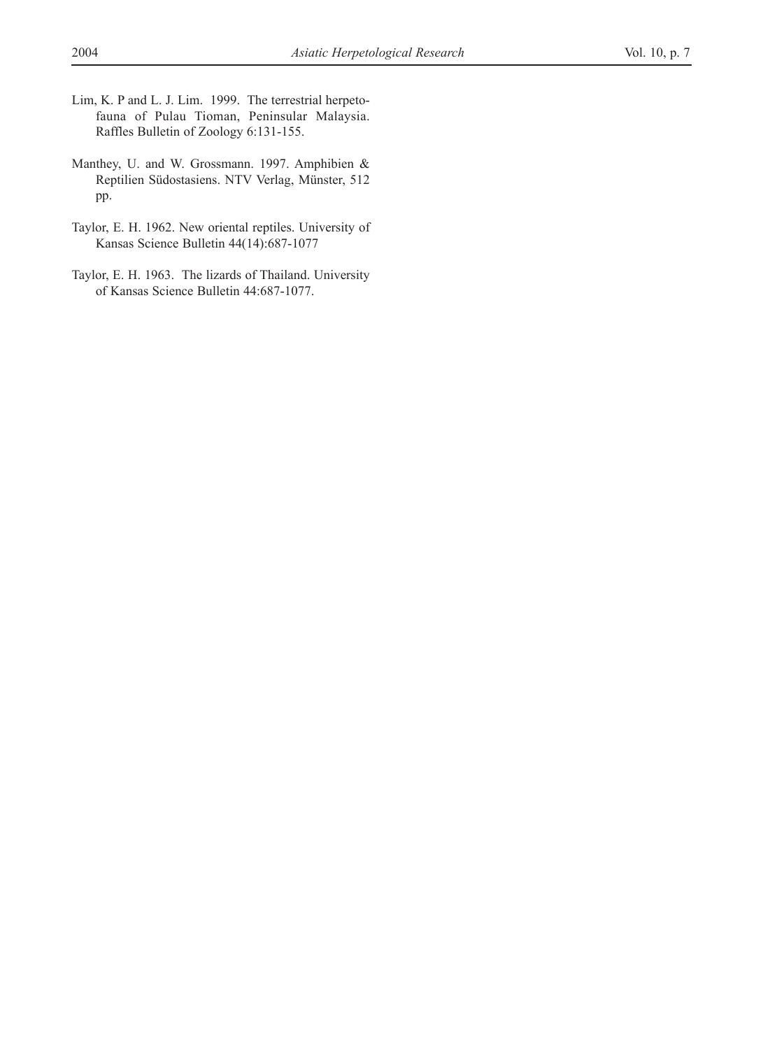Lim, K. P and L. J. Lim. 1999. The terrestrial herpetofauna of Pulau Tioman, Peninsular Malaysia. Raffles Bulletin of Zoology 6:131-155.

Manthey, U. and W. Grossmann. 1997. Amphibien & Reptilien Südostasiens. NTV Verlag, Münster, 512 pp.

Taylor, E. H. 1962. New oriental reptiles. University of Kansas Science Bulletin 44(14):687-1077

Taylor, E. H. 1963. The lizards of Thailand. University of Kansas Science Bulletin 44:687-1077.